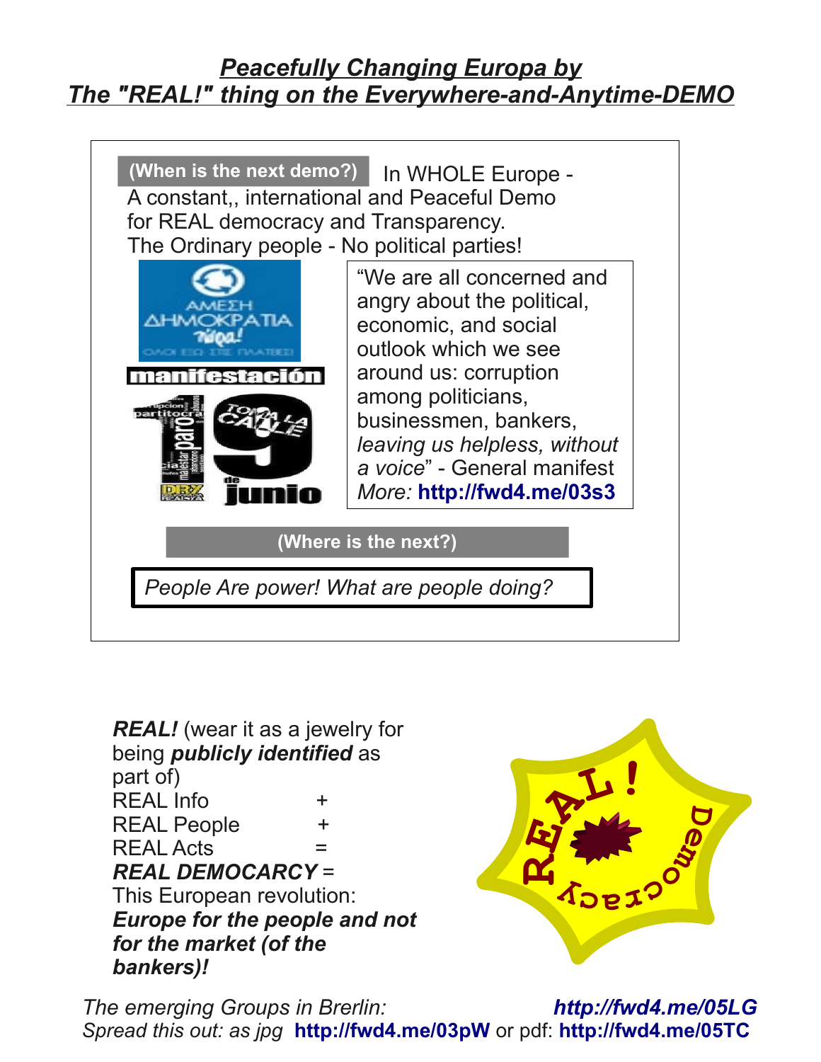# *Peacefully Changing Europa by The "REAL!" thing on the Everywhere-and-Anytime-DEMO*

**(When is the next demo?)** In WHOLE Europe - A constant,, international and Peaceful Demo for REAL democracy and Transparency. The Ordinary people - No political parties!

“We are all concerned and angry about the political, economic, and social outlook which we see around us: corruption among politicians, businessmen, bankers, *leaving us helpless, without a voice*” - General manifest *More:* **http://fwd4.me/03s3**

**(Where is the next?)**

*People Are power! What are people doing?*

***REAL!*** (wear it as a jewelry for being ***publicly identified*** as part of)
REAL Info +
REAL People +
REAL Acts =
***REAL DEMOCARCY*** =
This European revolution:
***Europe for the people and not for the market (of the bankers)!***

*The emerging Groups in Brerlin:* ***http://fwd4.me/05LG***
*Spread this out: as jpg* **http://fwd4.me/03pW** or pdf: **http://fwd4.me/05TC**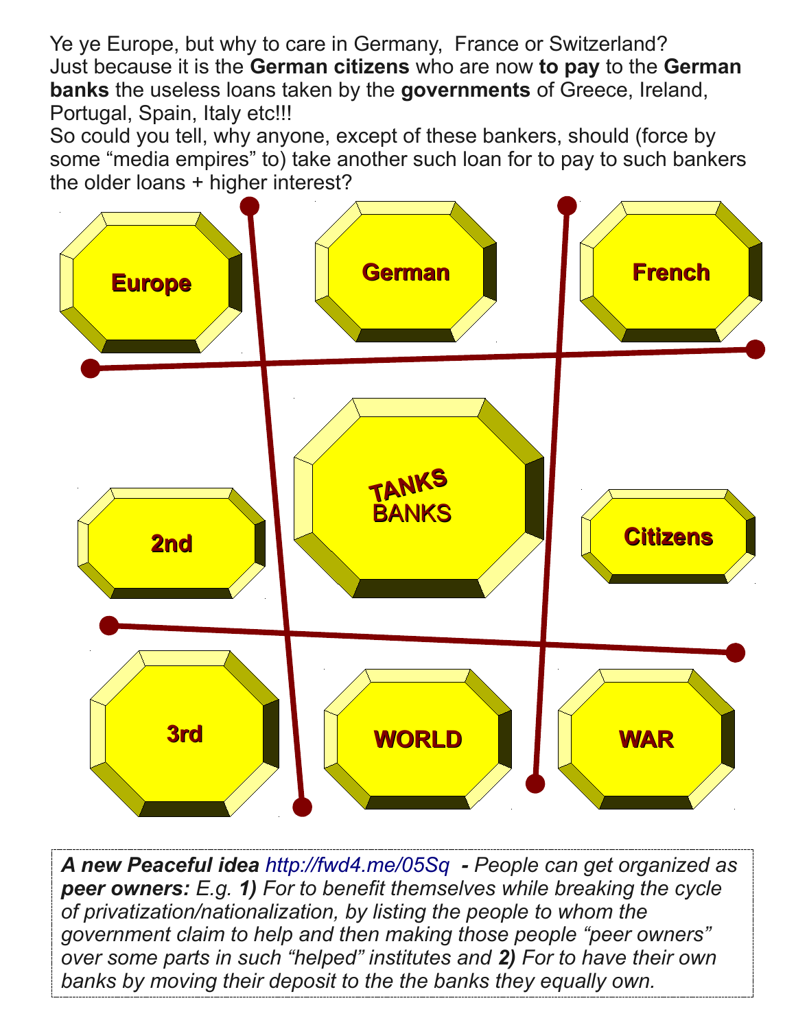Ye ye Europe, but why to care in Germany, France or Switzerland?
Just because it is the **German citizens** who are now **to pay** to the **German banks** the useless loans taken by the **governments** of Greece, Ireland, Portugal, Spain, Italy etc!!!
So could you tell, why anyone, except of these bankers, should (force by some “media empires” to) take another such loan for to pay to such bankers the older loans + higher interest?

Europe

German

French

TANKS
BANKS

2nd

Citizens

3rd

WORLD

WAR

***A new Peaceful idea** http://fwd4.me/05Sq - People can get organized as **peer owners:** E.g. **1)** For to benefit themselves while breaking the cycle of privatization/nationalization, by listing the people to whom the government claim to help and then making those people “peer owners” over some parts in such “helped” institutes and **2)** For to have their own banks by moving their deposit to the the banks they equally own.*